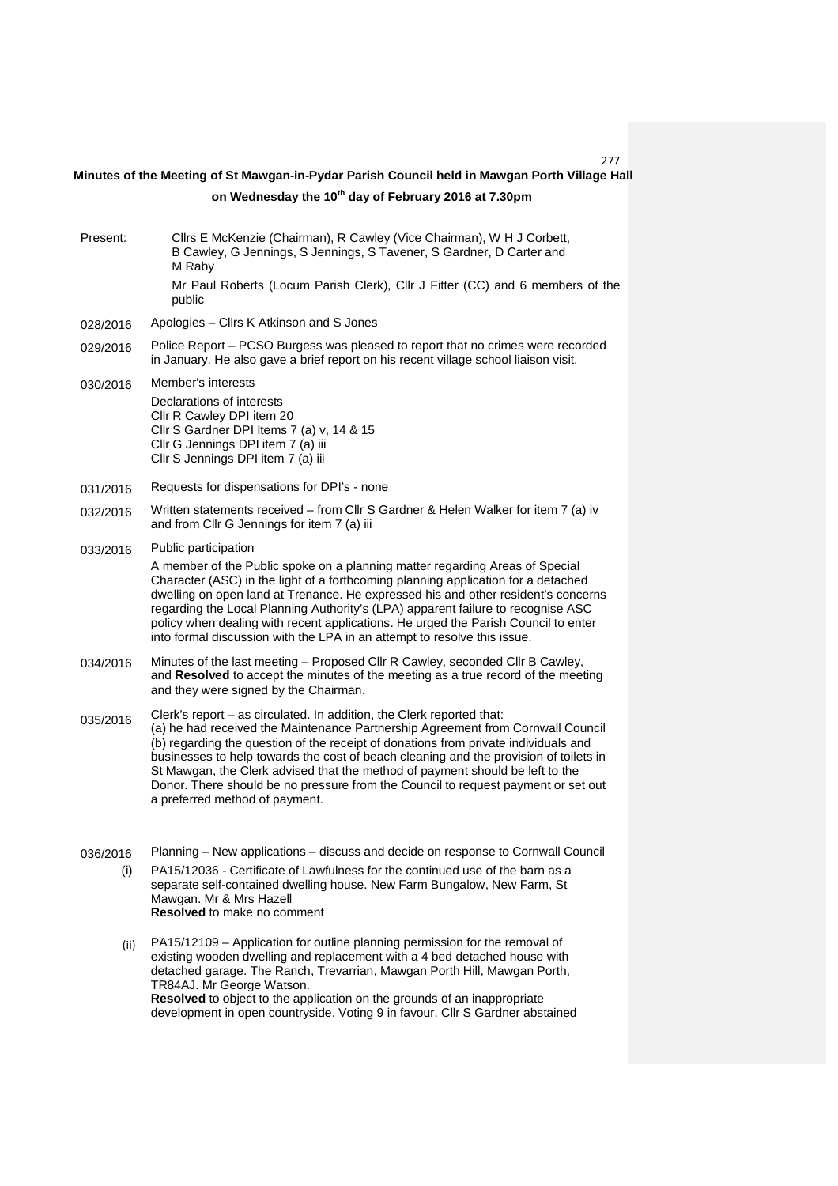# Minutes of the Meeting of St Mawgan-in-Pydar Parish Council held in Mawgan Porth Village Hall on Wednesday the 10th day of February 2016 at 7.30pm

Present: Cllrs E McKenzie (Chairman), R Cawley (Vice Chairman), W H J Corbett, B Cawley, G Jennings, S Jennings, S Tavener, S Gardner, D Carter and M Raby

Mr Paul Roberts (Locum Parish Clerk), Cllr J Fitter (CC) and 6 members of the public

028/2016 Apologies – Cllrs K Atkinson and S Jones

029/2016 Police Report – PCSO Burgess was pleased to report that no crimes were recorded in January. He also gave a brief report on his recent village school liaison visit.

030/2016 Member's interests

Declarations of interests
Cllr R Cawley DPI item 20
Cllr S Gardner DPI Items 7 (a) v, 14 & 15
Cllr G Jennings DPI item 7 (a) iii
Cllr S Jennings DPI item 7 (a) iii

031/2016 Requests for dispensations for DPI's - none

032/2016 Written statements received – from Cllr S Gardner & Helen Walker for item 7 (a) iv and from Cllr G Jennings for item 7 (a) iii

033/2016 Public participation

A member of the Public spoke on a planning matter regarding Areas of Special Character (ASC) in the light of a forthcoming planning application for a detached dwelling on open land at Trenance. He expressed his and other resident's concerns regarding the Local Planning Authority's (LPA) apparent failure to recognise ASC policy when dealing with recent applications. He urged the Parish Council to enter into formal discussion with the LPA in an attempt to resolve this issue.

034/2016 Minutes of the last meeting – Proposed Cllr R Cawley, seconded Cllr B Cawley, and **Resolved** to accept the minutes of the meeting as a true record of the meeting and they were signed by the Chairman.

035/2016 Clerk's report – as circulated. In addition, the Clerk reported that:
(a) he had received the Maintenance Partnership Agreement from Cornwall Council
(b) regarding the question of the receipt of donations from private individuals and businesses to help towards the cost of beach cleaning and the provision of toilets in St Mawgan, the Clerk advised that the method of payment should be left to the Donor. There should be no pressure from the Council to request payment or set out a preferred method of payment.

036/2016 Planning – New applications – discuss and decide on response to Cornwall Council

(i) PA15/12036 - Certificate of Lawfulness for the continued use of the barn as a separate self-contained dwelling house. New Farm Bungalow, New Farm, St Mawgan. Mr & Mrs Hazell
**Resolved** to make no comment

(ii) PA15/12109 – Application for outline planning permission for the removal of existing wooden dwelling and replacement with a 4 bed detached house with detached garage. The Ranch, Trevarrian, Mawgan Porth Hill, Mawgan Porth, TR84AJ. Mr George Watson.
**Resolved** to object to the application on the grounds of an inappropriate development in open countryside. Voting 9 in favour. Cllr S Gardner abstained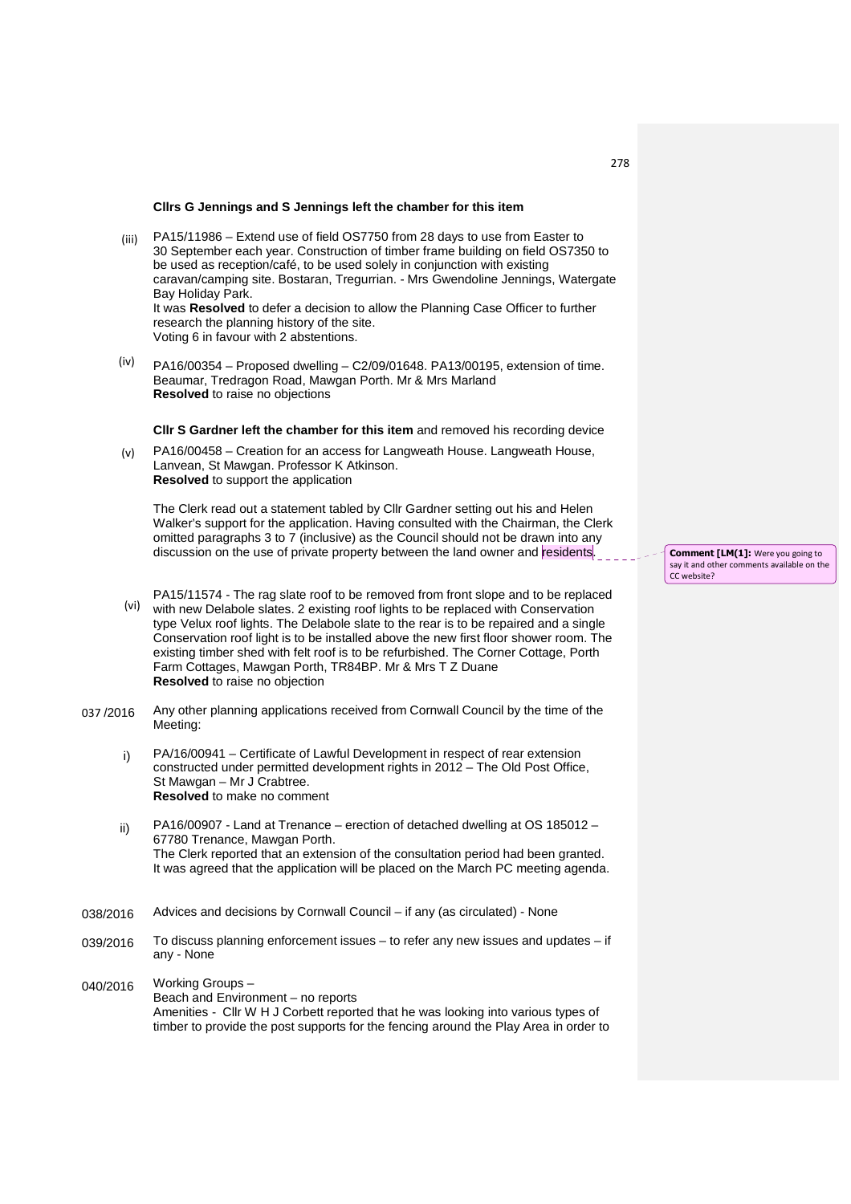**Cllrs G Jennings and S Jennings left the chamber for this item**

(iii) PA15/11986 – Extend use of field OS7750 from 28 days to use from Easter to 30 September each year. Construction of timber frame building on field OS7350 to be used as reception/café, to be used solely in conjunction with existing caravan/camping site. Bostaran, Tregurrian. - Mrs Gwendoline Jennings, Watergate Bay Holiday Park.
It was **Resolved** to defer a decision to allow the Planning Case Officer to further research the planning history of the site.
Voting 6 in favour with 2 abstentions.

(iv) PA16/00354 – Proposed dwelling – C2/09/01648. PA13/00195, extension of time. Beaumar, Tredragon Road, Mawgan Porth. Mr & Mrs Marland
**Resolved** to raise no objections

**Cllr S Gardner left the chamber for this item** and removed his recording device

(v) PA16/00458 – Creation for an access for Langweath House. Langweath House, Lanvean, St Mawgan. Professor K Atkinson.
**Resolved** to support the application

The Clerk read out a statement tabled by Cllr Gardner setting out his and Helen Walker's support for the application. Having consulted with the Chairman, the Clerk omitted paragraphs 3 to 7 (inclusive) as the Council should not be drawn into any discussion on the use of private property between the land owner and residents.

**Comment [LM(1]:** Were you going to say it and other comments available on the CC website?

(vi) PA15/11574 - The rag slate roof to be removed from front slope and to be replaced with new Delabole slates. 2 existing roof lights to be replaced with Conservation type Velux roof lights. The Delabole slate to the rear is to be repaired and a single Conservation roof light is to be installed above the new first floor shower room. The existing timber shed with felt roof is to be refurbished. The Corner Cottage, Porth Farm Cottages, Mawgan Porth, TR84BP. Mr & Mrs T Z Duane
**Resolved** to raise no objection

037 /2016 Any other planning applications received from Cornwall Council by the time of the Meeting:

i) PA/16/00941 – Certificate of Lawful Development in respect of rear extension constructed under permitted development rights in 2012 – The Old Post Office, St Mawgan – Mr J Crabtree.
**Resolved** to make no comment

ii) PA16/00907 - Land at Trenance – erection of detached dwelling at OS 185012 – 67780 Trenance, Mawgan Porth.
The Clerk reported that an extension of the consultation period had been granted. It was agreed that the application will be placed on the March PC meeting agenda.

038/2016 Advices and decisions by Cornwall Council – if any (as circulated) - None

039/2016 To discuss planning enforcement issues – to refer any new issues and updates – if any - None

040/2016 Working Groups –
Beach and Environment – no reports
Amenities - Cllr W H J Corbett reported that he was looking into various types of timber to provide the post supports for the fencing around the Play Area in order to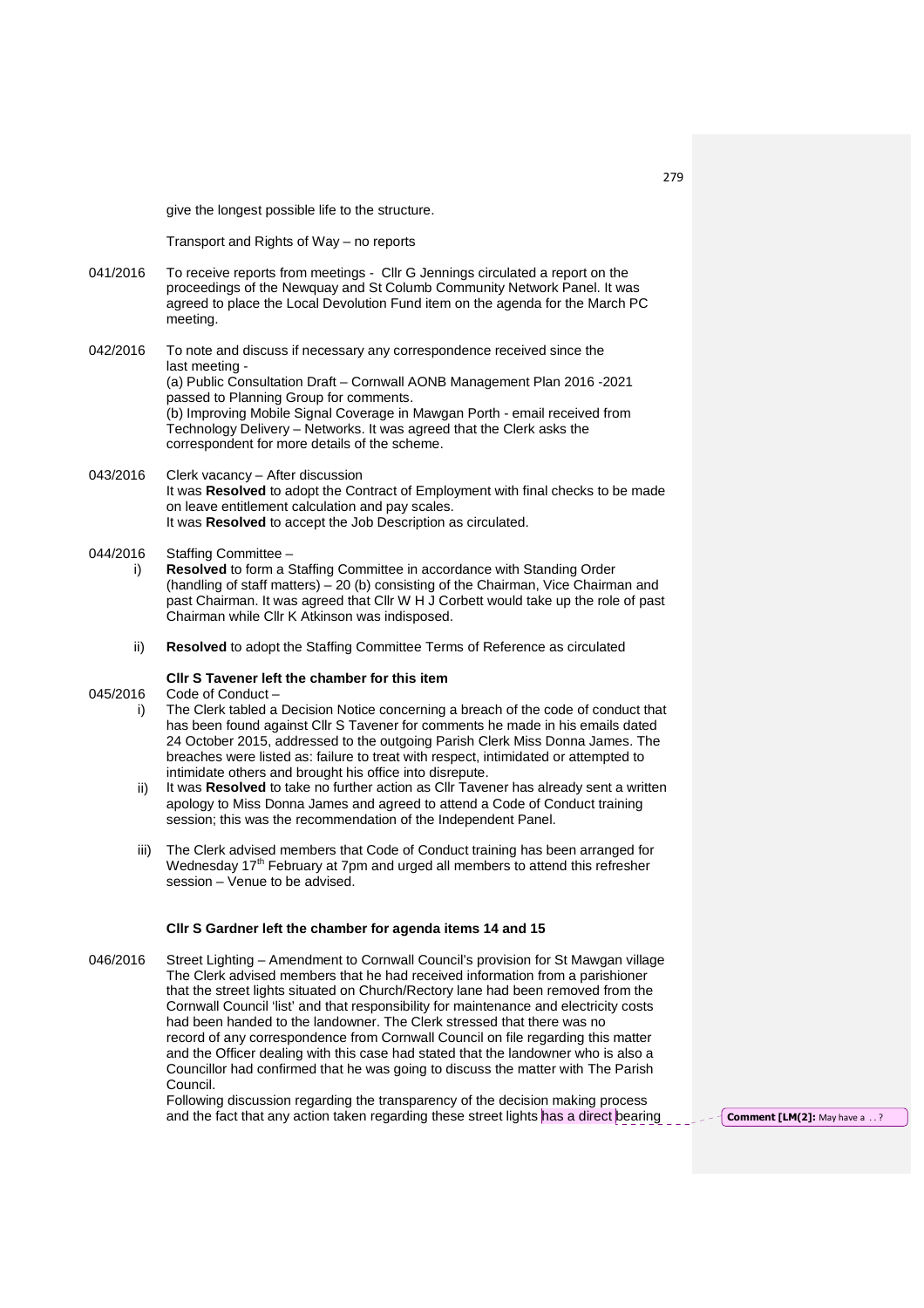give the longest possible life to the structure.

Transport and Rights of Way – no reports

041/2016 To receive reports from meetings - Cllr G Jennings circulated a report on the proceedings of the Newquay and St Columb Community Network Panel. It was agreed to place the Local Devolution Fund item on the agenda for the March PC meeting.

042/2016 To note and discuss if necessary any correspondence received since the last meeting -
(a) Public Consultation Draft – Cornwall AONB Management Plan 2016 -2021 passed to Planning Group for comments.
(b) Improving Mobile Signal Coverage in Mawgan Porth - email received from Technology Delivery – Networks. It was agreed that the Clerk asks the correspondent for more details of the scheme.

043/2016 Clerk vacancy – After discussion
It was **Resolved** to adopt the Contract of Employment with final checks to be made on leave entitlement calculation and pay scales.
It was **Resolved** to accept the Job Description as circulated.

044/2016 Staffing Committee –

i) **Resolved** to form a Staffing Committee in accordance with Standing Order (handling of staff matters) – 20 (b) consisting of the Chairman, Vice Chairman and past Chairman. It was agreed that Cllr W H J Corbett would take up the role of past Chairman while Cllr K Atkinson was indisposed.

ii) **Resolved** to adopt the Staffing Committee Terms of Reference as circulated

**Cllr S Tavener left the chamber for this item**

045/2016 Code of Conduct –

i) The Clerk tabled a Decision Notice concerning a breach of the code of conduct that has been found against Cllr S Tavener for comments he made in his emails dated 24 October 2015, addressed to the outgoing Parish Clerk Miss Donna James. The breaches were listed as: failure to treat with respect, intimidated or attempted to intimidate others and brought his office into disrepute.

ii) It was **Resolved** to take no further action as Cllr Tavener has already sent a written apology to Miss Donna James and agreed to attend a Code of Conduct training session; this was the recommendation of the Independent Panel.

iii) The Clerk advised members that Code of Conduct training has been arranged for Wednesday 17th February at 7pm and urged all members to attend this refresher session – Venue to be advised.

**Cllr S Gardner left the chamber for agenda items 14 and 15**

046/2016 Street Lighting – Amendment to Cornwall Council's provision for St Mawgan village
The Clerk advised members that he had received information from a parishioner that the street lights situated on Church/Rectory lane had been removed from the Cornwall Council 'list' and that responsibility for maintenance and electricity costs had been handed to the landowner. The Clerk stressed that there was no record of any correspondence from Cornwall Council on file regarding this matter and the Officer dealing with this case had stated that the landowner who is also a Councillor had confirmed that he was going to discuss the matter with The Parish Council.
Following discussion regarding the transparency of the decision making process and the fact that any action taken regarding these street lights has a direct bearing

**Comment [LM(2]:** May have a . . ?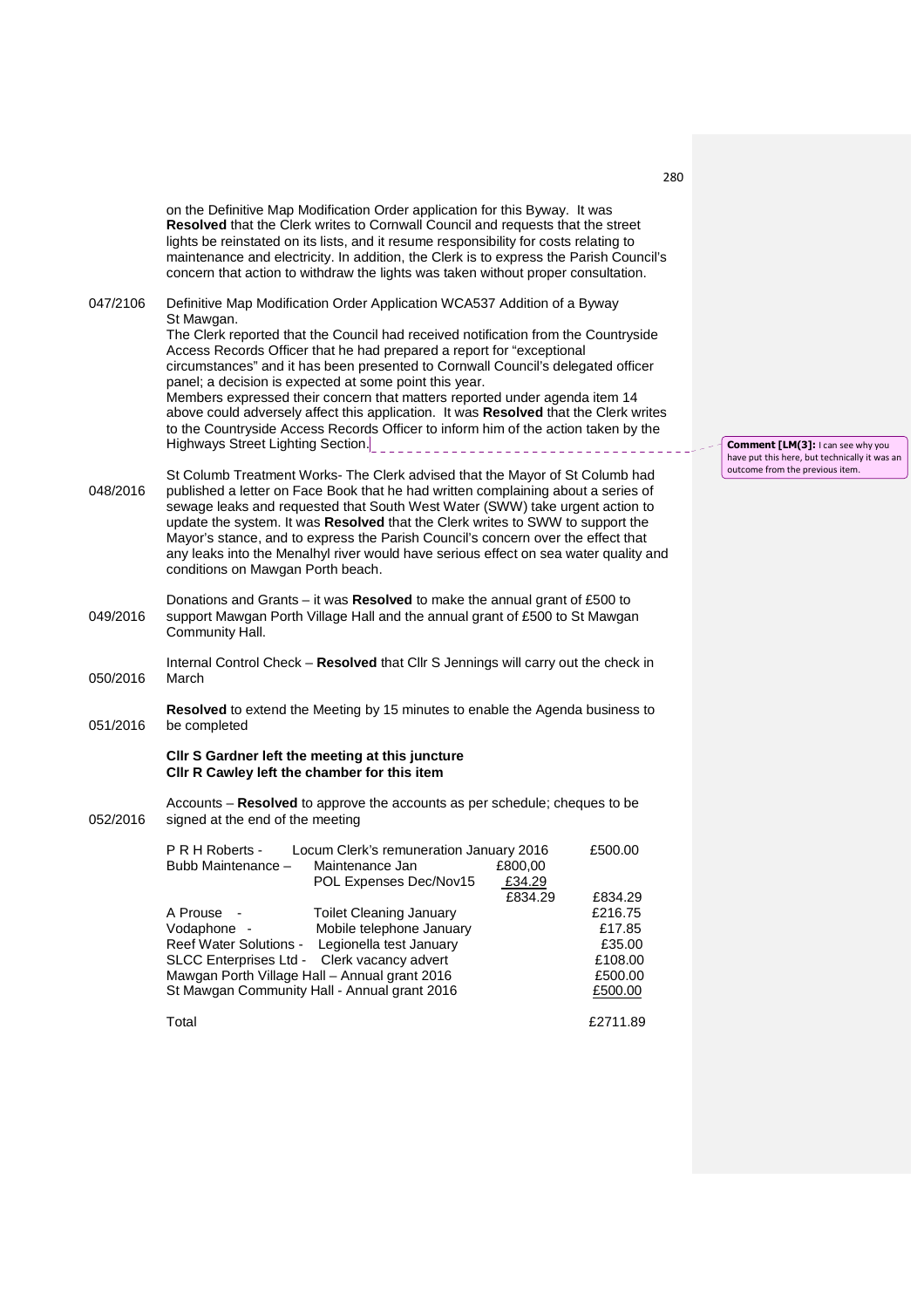on the Definitive Map Modification Order application for this Byway. It was **Resolved** that the Clerk writes to Cornwall Council and requests that the street lights be reinstated on its lists, and it resume responsibility for costs relating to maintenance and electricity. In addition, the Clerk is to express the Parish Council's concern that action to withdraw the lights was taken without proper consultation.

047/2106 Definitive Map Modification Order Application WCA537 Addition of a Byway St Mawgan.
The Clerk reported that the Council had received notification from the Countryside Access Records Officer that he had prepared a report for "exceptional circumstances" and it has been presented to Cornwall Council's delegated officer panel; a decision is expected at some point this year.
Members expressed their concern that matters reported under agenda item 14 above could adversely affect this application. It was **Resolved** that the Clerk writes to the Countryside Access Records Officer to inform him of the action taken by the Highways Street Lighting Section.

**Comment [LM(3]:** I can see why you have put this here, but technically it was an outcome from the previous item.

048/2016 St Columb Treatment Works- The Clerk advised that the Mayor of St Columb had published a letter on Face Book that he had written complaining about a series of sewage leaks and requested that South West Water (SWW) take urgent action to update the system. It was **Resolved** that the Clerk writes to SWW to support the Mayor's stance, and to express the Parish Council's concern over the effect that any leaks into the Menalhyl river would have serious effect on sea water quality and conditions on Mawgan Porth beach.

049/2016 Donations and Grants – it was **Resolved** to make the annual grant of £500 to support Mawgan Porth Village Hall and the annual grant of £500 to St Mawgan Community Hall.

050/2016 Internal Control Check – **Resolved** that Cllr S Jennings will carry out the check in March

051/2016 **Resolved** to extend the Meeting by 15 minutes to enable the Agenda business to be completed

**Cllr S Gardner left the meeting at this juncture**
**Cllr R Cawley left the chamber for this item**

052/2016 Accounts – **Resolved** to approve the accounts as per schedule; cheques to be signed at the end of the meeting

| | | | |
|---|---|---|---|
| P R H Roberts - | Locum Clerk's remuneration January 2016 | | £500.00 |
| Bubb Maintenance – | Maintenance Jan | £800,00 | |
| | POL Expenses Dec/Nov15 | £34.29 | |
| | | £834.29 | £834.29 |
| A Prouse - | Toilet Cleaning January | | £216.75 |
| Vodaphone - | Mobile telephone January | | £17.85 |
| Reef Water Solutions - | Legionella test January | | £35.00 |
| SLCC Enterprises Ltd - | Clerk vacancy advert | | £108.00 |
| Mawgan Porth Village Hall – Annual grant 2016 | | | £500.00 |
| St Mawgan Community Hall - Annual grant 2016 | | | £500.00 |
| Total | | | £2711.89 |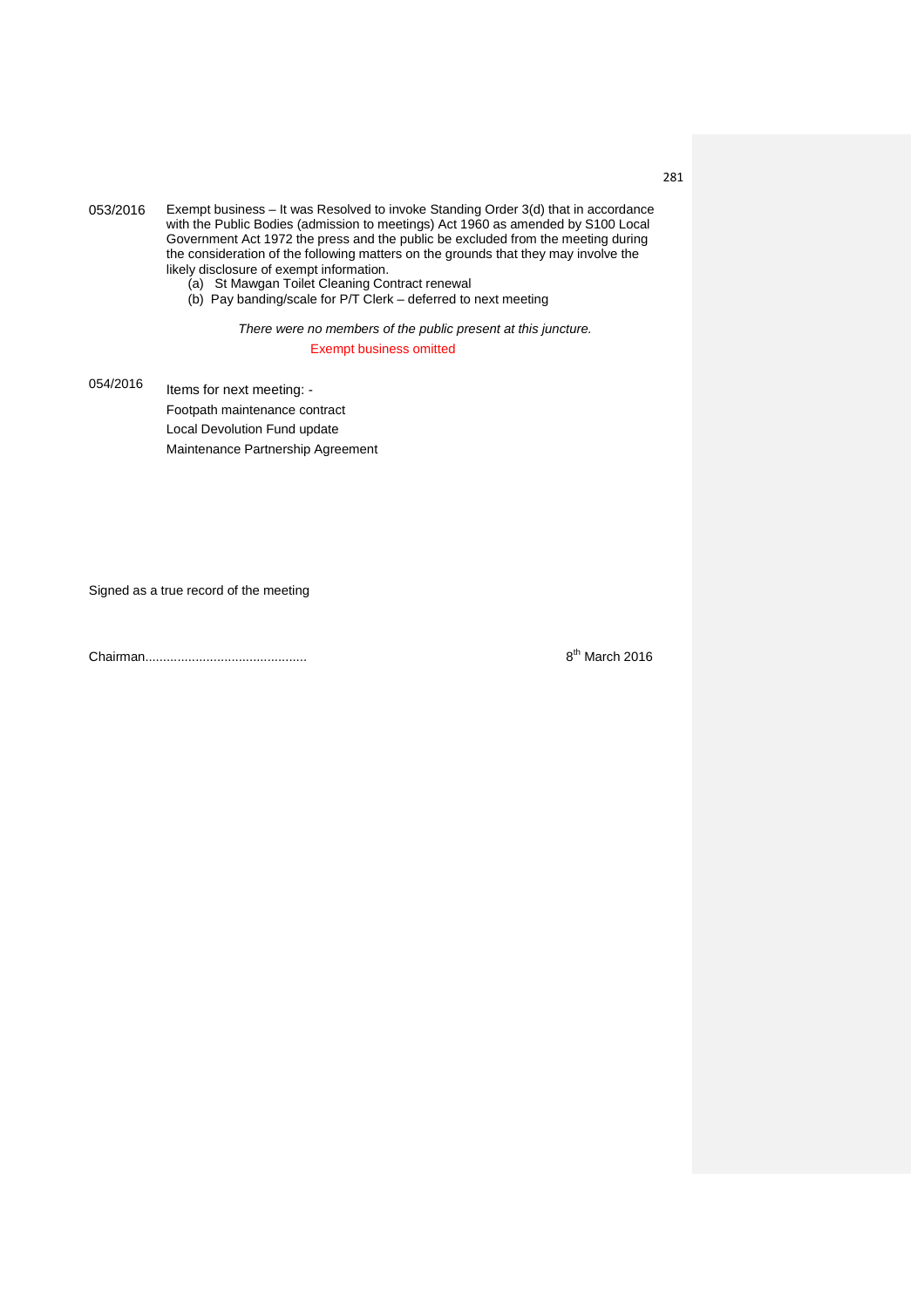053/2016 Exempt business – It was Resolved to invoke Standing Order 3(d) that in accordance with the Public Bodies (admission to meetings) Act 1960 as amended by S100 Local Government Act 1972 the press and the public be excluded from the meeting during the consideration of the following matters on the grounds that they may involve the likely disclosure of exempt information.

(a) St Mawgan Toilet Cleaning Contract renewal
(b) Pay banding/scale for P/T Clerk – deferred to next meeting

*There were no members of the public present at this juncture.*

Exempt business omitted

054/2016 Items for next meeting: -

Footpath maintenance contract

Local Devolution Fund update

Maintenance Partnership Agreement

Signed as a true record of the meeting

Chairman............................................ 8th March 2016